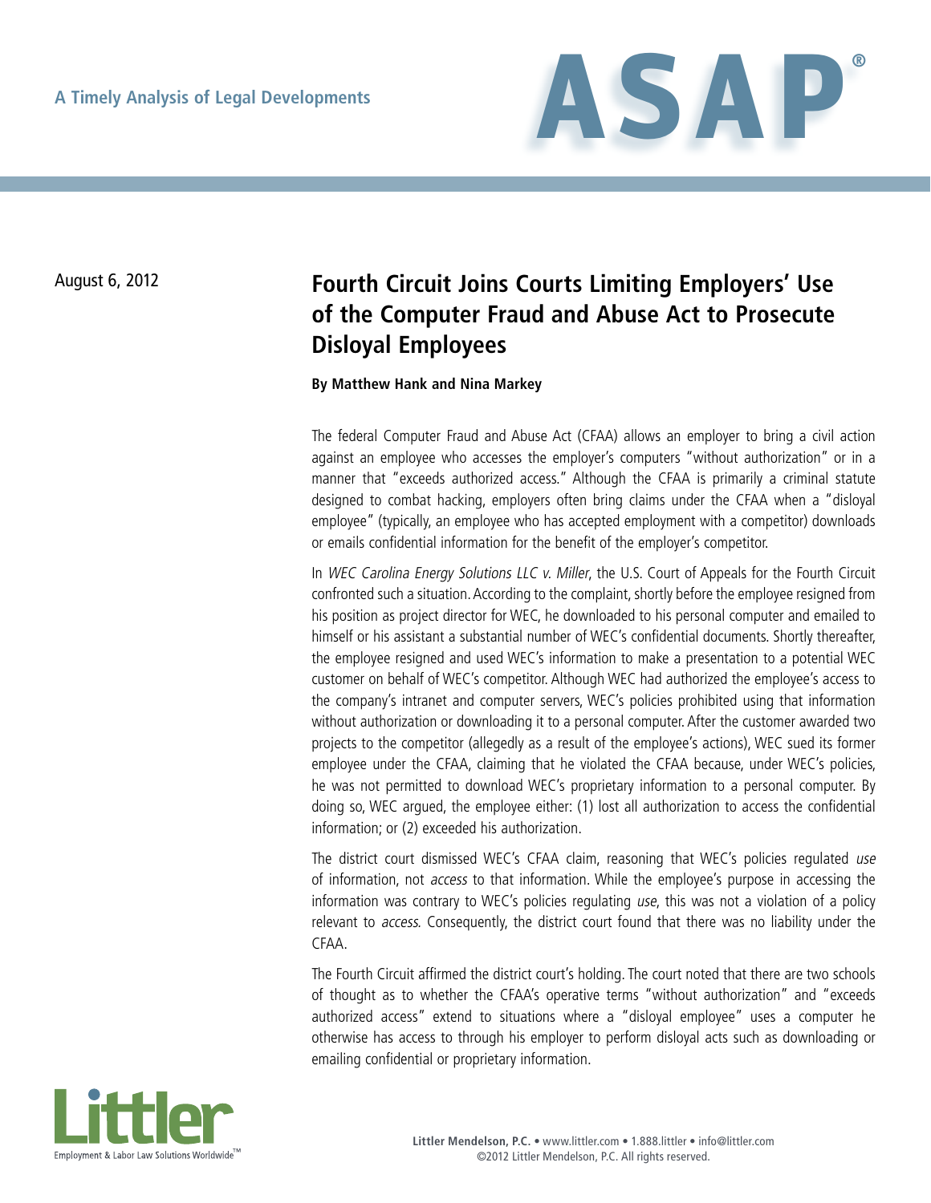A Timely Analysis of Legal Developments

August 6, 2012

# Fourth Circuit Joins Courts Limiting Employers' Use of the Computer Fraud and Abuse Act to Prosecute Disloyal Employees

**By Matthew Hank and Nina Markey**

The federal Computer Fraud and Abuse Act (CFAA) allows an employer to bring a civil action against an employee who accesses the employer's computers "without authorization" or in a manner that "exceeds authorized access." Although the CFAA is primarily a criminal statute designed to combat hacking, employers often bring claims under the CFAA when a "disloyal employee" (typically, an employee who has accepted employment with a competitor) downloads or emails confidential information for the benefit of the employer's competitor.

In *WEC Carolina Energy Solutions LLC v. Miller*, the U.S. Court of Appeals for the Fourth Circuit confronted such a situation. According to the complaint, shortly before the employee resigned from his position as project director for WEC, he downloaded to his personal computer and emailed to himself or his assistant a substantial number of WEC's confidential documents. Shortly thereafter, the employee resigned and used WEC's information to make a presentation to a potential WEC customer on behalf of WEC's competitor. Although WEC had authorized the employee's access to the company's intranet and computer servers, WEC's policies prohibited using that information without authorization or downloading it to a personal computer. After the customer awarded two projects to the competitor (allegedly as a result of the employee's actions), WEC sued its former employee under the CFAA, claiming that he violated the CFAA because, under WEC's policies, he was not permitted to download WEC's proprietary information to a personal computer. By doing so, WEC argued, the employee either: (1) lost all authorization to access the confidential information; or (2) exceeded his authorization.

The district court dismissed WEC's CFAA claim, reasoning that WEC's policies regulated *use* of information, not *access* to that information. While the employee's purpose in accessing the information was contrary to WEC's policies regulating *use*, this was not a violation of a policy relevant to *access*. Consequently, the district court found that there was no liability under the CFAA.

The Fourth Circuit affirmed the district court's holding. The court noted that there are two schools of thought as to whether the CFAA's operative terms "without authorization" and "exceeds authorized access" extend to situations where a "disloyal employee" uses a computer he otherwise has access to through his employer to perform disloyal acts such as downloading or emailing confidential or proprietary information.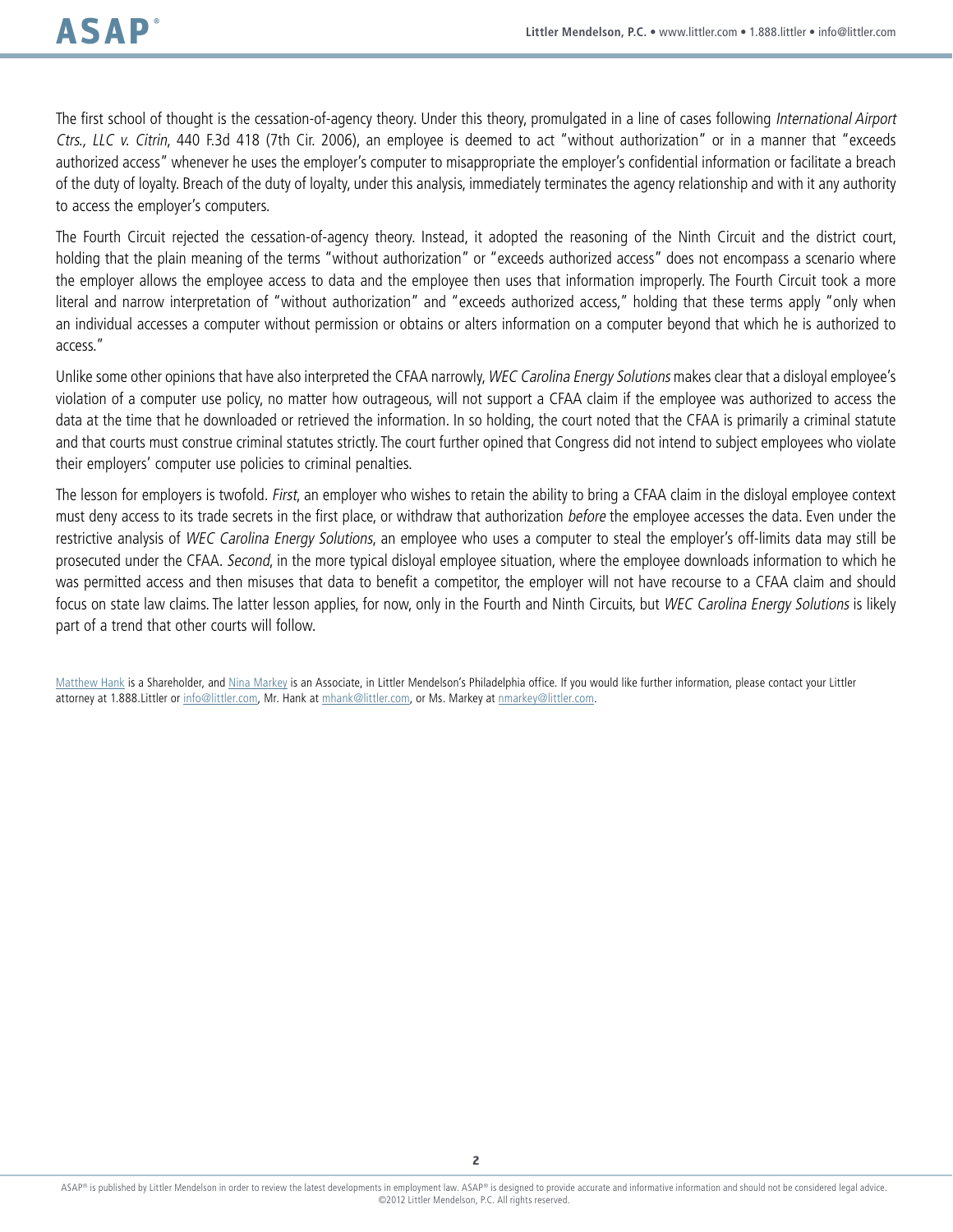The first school of thought is the cessation-of-agency theory. Under this theory, promulgated in a line of cases following *International Airport Ctrs., LLC v. Citrin*, 440 F.3d 418 (7th Cir. 2006), an employee is deemed to act "without authorization" or in a manner that "exceeds authorized access" whenever he uses the employer's computer to misappropriate the employer's confidential information or facilitate a breach of the duty of loyalty. Breach of the duty of loyalty, under this analysis, immediately terminates the agency relationship and with it any authority to access the employer's computers.

The Fourth Circuit rejected the cessation-of-agency theory. Instead, it adopted the reasoning of the Ninth Circuit and the district court, holding that the plain meaning of the terms "without authorization" or "exceeds authorized access" does not encompass a scenario where the employer allows the employee access to data and the employee then uses that information improperly. The Fourth Circuit took a more literal and narrow interpretation of "without authorization" and "exceeds authorized access," holding that these terms apply "only when an individual accesses a computer without permission or obtains or alters information on a computer beyond that which he is authorized to access."

Unlike some other opinions that have also interpreted the CFAA narrowly, *WEC Carolina Energy Solutions* makes clear that a disloyal employee's violation of a computer use policy, no matter how outrageous, will not support a CFAA claim if the employee was authorized to access the data at the time that he downloaded or retrieved the information. In so holding, the court noted that the CFAA is primarily a criminal statute and that courts must construe criminal statutes strictly. The court further opined that Congress did not intend to subject employees who violate their employers' computer use policies to criminal penalties.

The lesson for employers is twofold. *First*, an employer who wishes to retain the ability to bring a CFAA claim in the disloyal employee context must deny access to its trade secrets in the first place, or withdraw that authorization *before* the employee accesses the data. Even under the restrictive analysis of *WEC Carolina Energy Solutions*, an employee who uses a computer to steal the employer's off-limits data may still be prosecuted under the CFAA. *Second*, in the more typical disloyal employee situation, where the employee downloads information to which he was permitted access and then misuses that data to benefit a competitor, the employer will not have recourse to a CFAA claim and should focus on state law claims. The latter lesson applies, for now, only in the Fourth and Ninth Circuits, but *WEC Carolina Energy Solutions* is likely part of a trend that other courts will follow.

Matthew Hank is a Shareholder, and Nina Markey is an Associate, in Littler Mendelson's Philadelphia office. If you would like further information, please contact your Littler attorney at 1.888.Littler or info@littler.com, Mr. Hank at mhank@littler.com, or Ms. Markey at nmarkey@littler.com.

ASAP® is published by Littler Mendelson in order to review the latest developments in employment law. ASAP® is designed to provide accurate and informative information and should not be considered legal advice. ©2012 Littler Mendelson, P.C. All rights reserved.